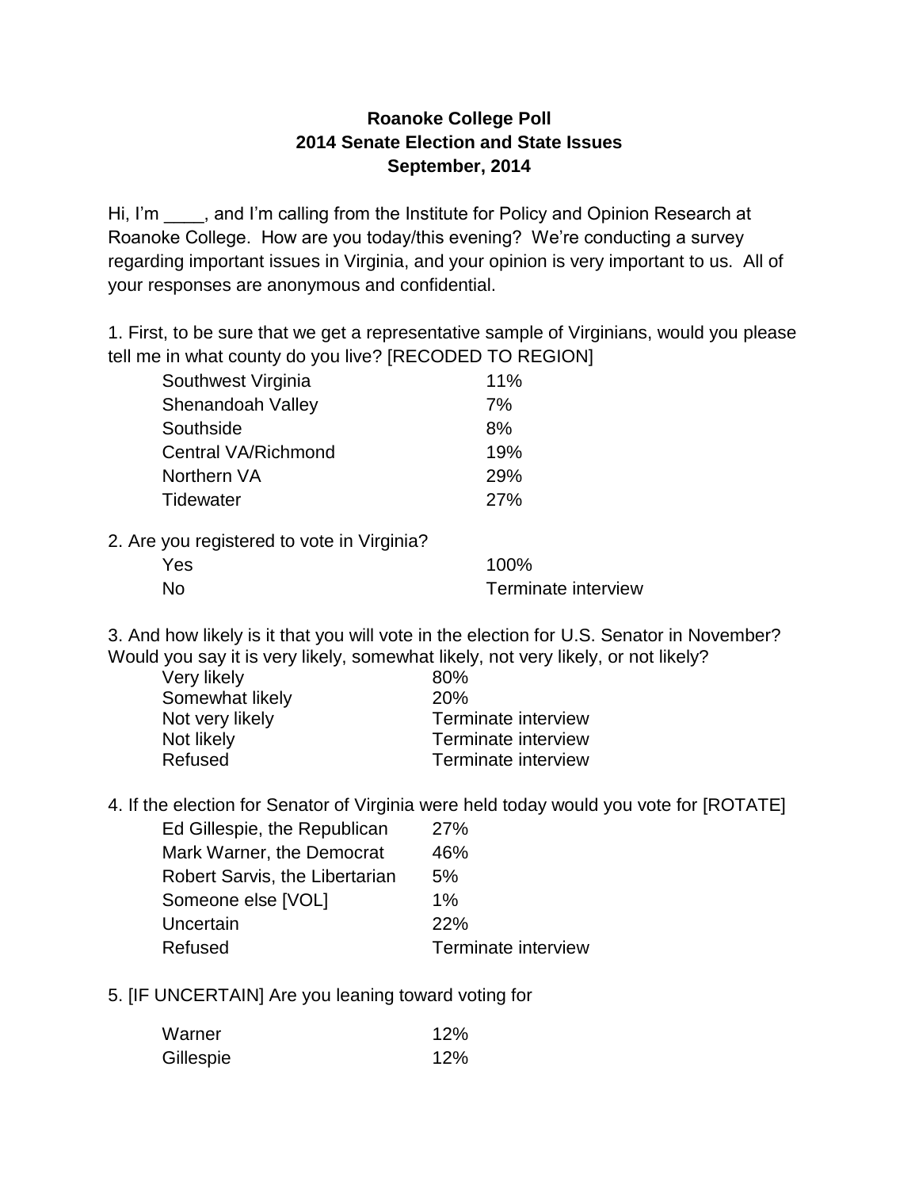**Roanoke College Poll**
**2014 Senate Election and State Issues**
**September, 2014**

Hi, I'm ____, and I'm calling from the Institute for Policy and Opinion Research at Roanoke College. How are you today/this evening? We're conducting a survey regarding important issues in Virginia, and your opinion is very important to us. All of your responses are anonymous and confidential.

1. First, to be sure that we get a representative sample of Virginians, would you please tell me in what county do you live? [RECODED TO REGION]

| | |
|---|---|
| Southwest Virginia | 11% |
| Shenandoah Valley | 7% |
| Southside | 8% |
| Central VA/Richmond | 19% |
| Northern VA | 29% |
| Tidewater | 27% |

2. Are you registered to vote in Virginia?

| | |
|---|---|
| Yes | 100% |
| No | Terminate interview |

3. And how likely is it that you will vote in the election for U.S. Senator in November? Would you say it is very likely, somewhat likely, not very likely, or not likely?

| | |
|---|---|
| Very likely | 80% |
| Somewhat likely | 20% |
| Not very likely | Terminate interview |
| Not likely | Terminate interview |
| Refused | Terminate interview |

4. If the election for Senator of Virginia were held today would you vote for [ROTATE]

| | |
|---|---|
| Ed Gillespie, the Republican | 27% |
| Mark Warner, the Democrat | 46% |
| Robert Sarvis, the Libertarian | 5% |
| Someone else [VOL] | 1% |
| Uncertain | 22% |
| Refused | Terminate interview |

5. [IF UNCERTAIN] Are you leaning toward voting for

| | |
|---|---|
| Warner | 12% |
| Gillespie | 12% |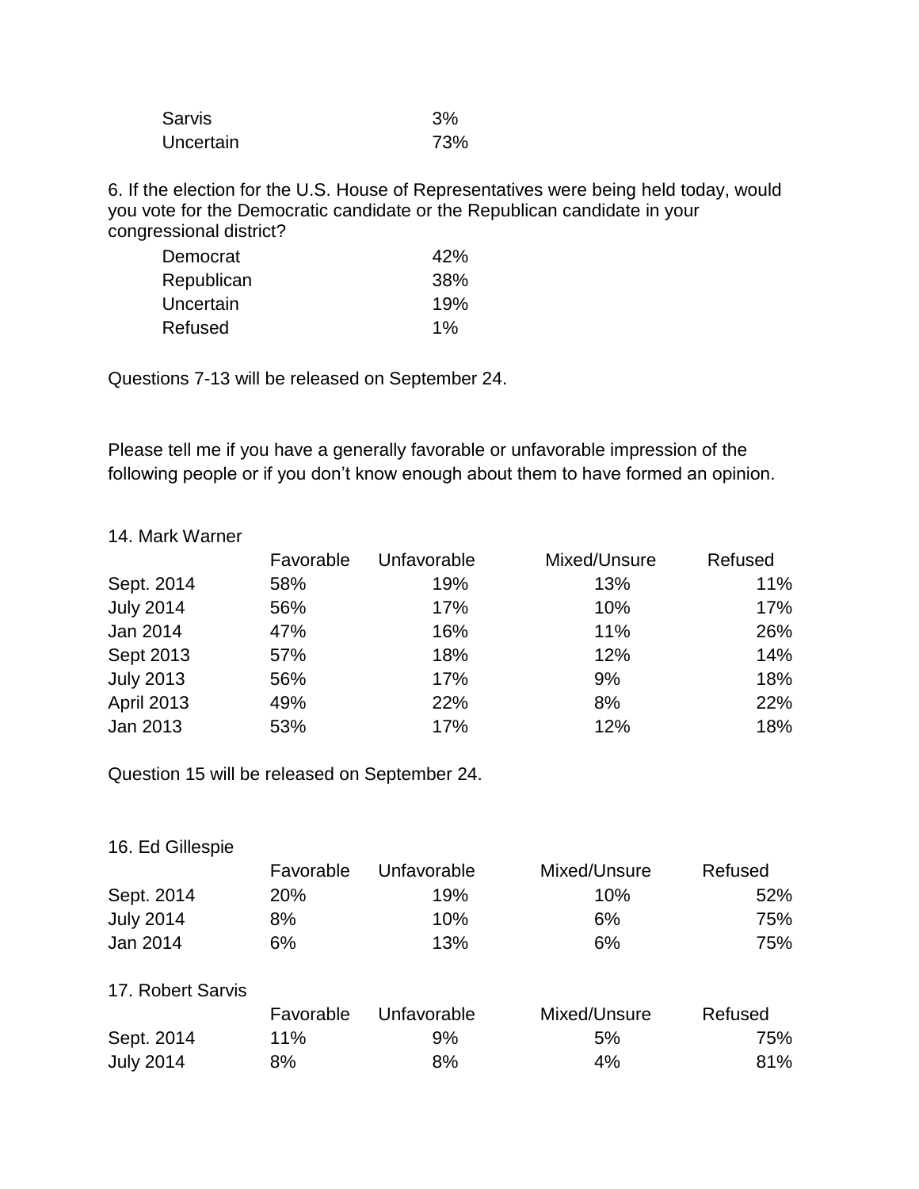| | |
|---|---|
| Sarvis | 3% |
| Uncertain | 73% |

6. If the election for the U.S. House of Representatives were being held today, would you vote for the Democratic candidate or the Republican candidate in your congressional district?

| | |
|---|---|
| Democrat | 42% |
| Republican | 38% |
| Uncertain | 19% |
| Refused | 1% |

Questions 7-13 will be released on September 24.

Please tell me if you have a generally favorable or unfavorable impression of the following people or if you don't know enough about them to have formed an opinion.

14. Mark Warner

| | Favorable | Unfavorable | Mixed/Unsure | Refused |
|---|---|---|---|---|
| Sept. 2014 | 58% | 19% | 13% | 11% |
| July 2014 | 56% | 17% | 10% | 17% |
| Jan 2014 | 47% | 16% | 11% | 26% |
| Sept 2013 | 57% | 18% | 12% | 14% |
| July 2013 | 56% | 17% | 9% | 18% |
| April 2013 | 49% | 22% | 8% | 22% |
| Jan 2013 | 53% | 17% | 12% | 18% |

Question 15 will be released on September 24.

16. Ed Gillespie

| | Favorable | Unfavorable | Mixed/Unsure | Refused |
|---|---|---|---|---|
| Sept. 2014 | 20% | 19% | 10% | 52% |
| July 2014 | 8% | 10% | 6% | 75% |
| Jan 2014 | 6% | 13% | 6% | 75% |

17. Robert Sarvis

| | Favorable | Unfavorable | Mixed/Unsure | Refused |
|---|---|---|---|---|
| Sept. 2014 | 11% | 9% | 5% | 75% |
| July 2014 | 8% | 8% | 4% | 81% |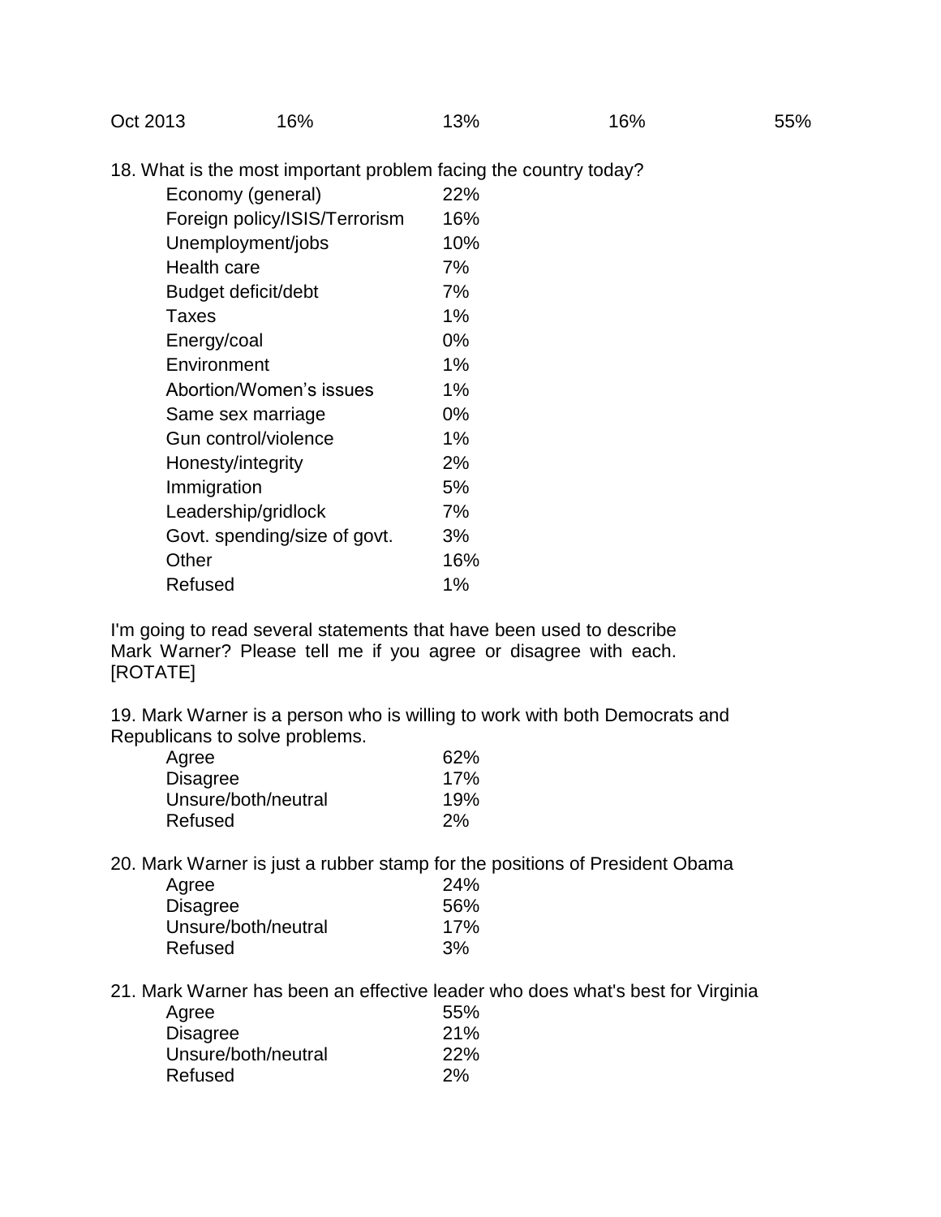| Oct 2013 | 16% | 13% | 16% | 55% |
|---|---|---|---|---|

18. What is the most important problem facing the country today?

| | |
|---|---|
| Economy (general) | 22% |
| Foreign policy/ISIS/Terrorism | 16% |
| Unemployment/jobs | 10% |
| Health care | 7% |
| Budget deficit/debt | 7% |
| Taxes | 1% |
| Energy/coal | 0% |
| Environment | 1% |
| Abortion/Women's issues | 1% |
| Same sex marriage | 0% |
| Gun control/violence | 1% |
| Honesty/integrity | 2% |
| Immigration | 5% |
| Leadership/gridlock | 7% |
| Govt. spending/size of govt. | 3% |
| Other | 16% |
| Refused | 1% |

I'm going to read several statements that have been used to describe Mark Warner? Please tell me if you agree or disagree with each. [ROTATE]

19. Mark Warner is a person who is willing to work with both Democrats and Republicans to solve problems.

| | |
|---|---|
| Agree | 62% |
| Disagree | 17% |
| Unsure/both/neutral | 19% |
| Refused | 2% |

20. Mark Warner is just a rubber stamp for the positions of President Obama

| | |
|---|---|
| Agree | 24% |
| Disagree | 56% |
| Unsure/both/neutral | 17% |
| Refused | 3% |

21. Mark Warner has been an effective leader who does what's best for Virginia

| | |
|---|---|
| Agree | 55% |
| Disagree | 21% |
| Unsure/both/neutral | 22% |
| Refused | 2% |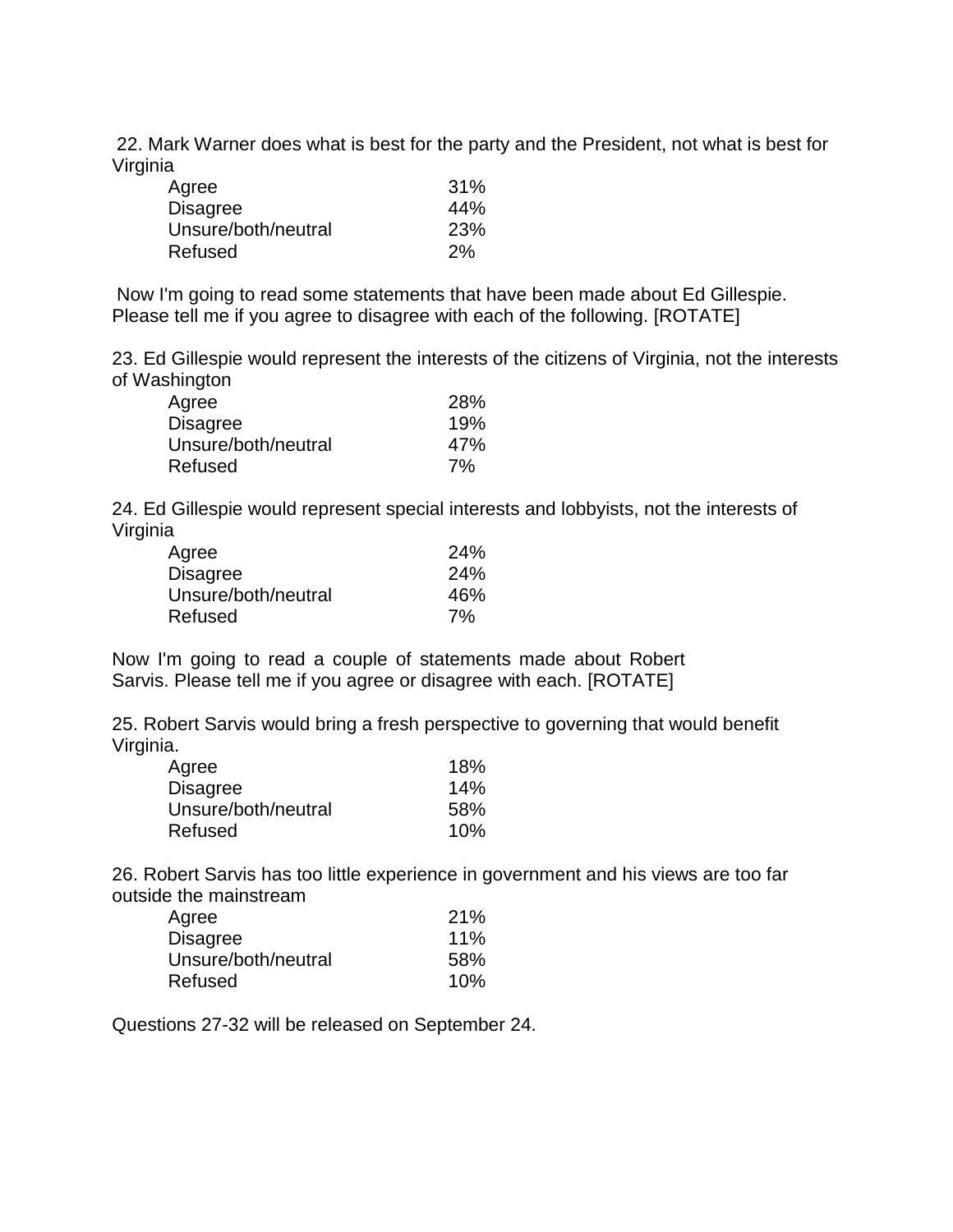22. Mark Warner does what is best for the party and the President, not what is best for Virginia

| | |
|---|---|
| Agree | 31% |
| Disagree | 44% |
| Unsure/both/neutral | 23% |
| Refused | 2% |

Now I'm going to read some statements that have been made about Ed Gillespie. Please tell me if you agree to disagree with each of the following. [ROTATE]

23. Ed Gillespie would represent the interests of the citizens of Virginia, not the interests of Washington

| | |
|---|---|
| Agree | 28% |
| Disagree | 19% |
| Unsure/both/neutral | 47% |
| Refused | 7% |

24. Ed Gillespie would represent special interests and lobbyists, not the interests of Virginia

| | |
|---|---|
| Agree | 24% |
| Disagree | 24% |
| Unsure/both/neutral | 46% |
| Refused | 7% |

Now I'm going to read a couple of statements made about Robert Sarvis. Please tell me if you agree or disagree with each. [ROTATE]

25. Robert Sarvis would bring a fresh perspective to governing that would benefit Virginia.

| | |
|---|---|
| Agree | 18% |
| Disagree | 14% |
| Unsure/both/neutral | 58% |
| Refused | 10% |

26. Robert Sarvis has too little experience in government and his views are too far outside the mainstream

| | |
|---|---|
| Agree | 21% |
| Disagree | 11% |
| Unsure/both/neutral | 58% |
| Refused | 10% |

Questions 27-32 will be released on September 24.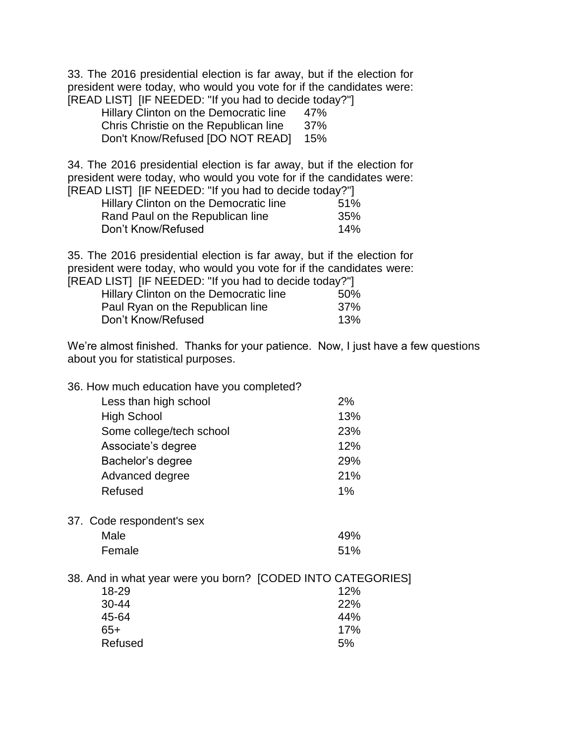33. The 2016 presidential election is far away, but if the election for president were today, who would you vote for if the candidates were: [READ LIST] [IF NEEDED: "If you had to decide today?"]

| | |
|---|---|
| Hillary Clinton on the Democratic line | 47% |
| Chris Christie on the Republican line | 37% |
| Don't Know/Refused [DO NOT READ] | 15% |

34. The 2016 presidential election is far away, but if the election for president were today, who would you vote for if the candidates were: [READ LIST] [IF NEEDED: "If you had to decide today?"]

| | |
|---|---|
| Hillary Clinton on the Democratic line | 51% |
| Rand Paul on the Republican line | 35% |
| Don't Know/Refused | 14% |

35. The 2016 presidential election is far away, but if the election for president were today, who would you vote for if the candidates were: [READ LIST] [IF NEEDED: "If you had to decide today?"]

| | |
|---|---|
| Hillary Clinton on the Democratic line | 50% |
| Paul Ryan on the Republican line | 37% |
| Don't Know/Refused | 13% |

We're almost finished. Thanks for your patience. Now, I just have a few questions about you for statistical purposes.

36. How much education have you completed?

| | |
|---|---|
| Less than high school | 2% |
| High School | 13% |
| Some college/tech school | 23% |
| Associate's degree | 12% |
| Bachelor's degree | 29% |
| Advanced degree | 21% |
| Refused | 1% |

37. Code respondent's sex

| | |
|---|---|
| Male | 49% |
| Female | 51% |

38. And in what year were you born? [CODED INTO CATEGORIES]

| | |
|---|---|
| 18-29 | 12% |
| 30-44 | 22% |
| 45-64 | 44% |
| 65+ | 17% |
| Refused | 5% |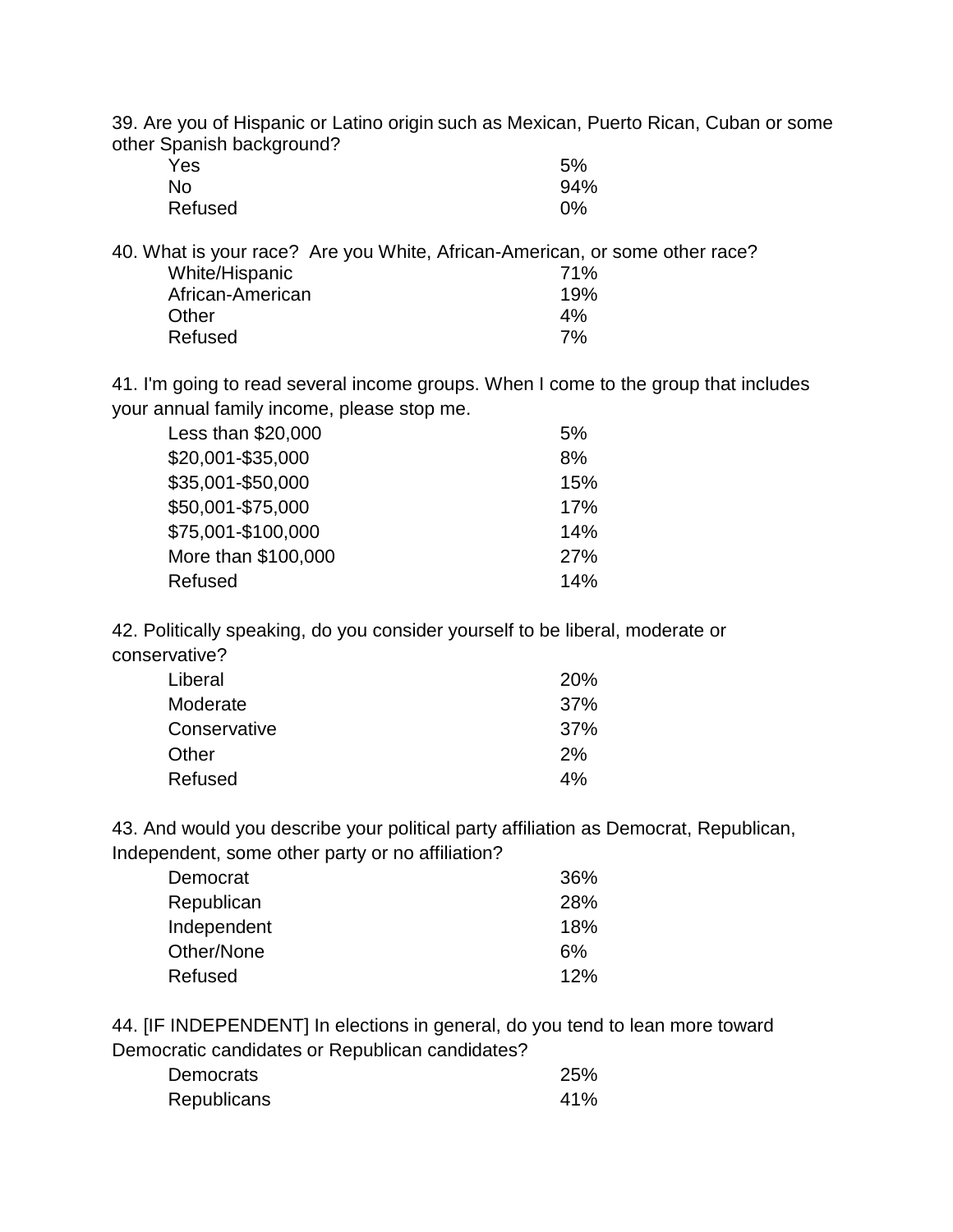39. Are you of Hispanic or Latino origin such as Mexican, Puerto Rican, Cuban or some other Spanish background?

| | |
|---|---|
| Yes | 5% |
| No | 94% |
| Refused | 0% |

40. What is your race? Are you White, African-American, or some other race?

| | |
|---|---|
| White/Hispanic | 71% |
| African-American | 19% |
| Other | 4% |
| Refused | 7% |

41. I'm going to read several income groups. When I come to the group that includes your annual family income, please stop me.

| | |
|---|---|
| Less than $20,000 | 5% |
| $20,001-$35,000 | 8% |
| $35,001-$50,000 | 15% |
| $50,001-$75,000 | 17% |
| $75,001-$100,000 | 14% |
| More than $100,000 | 27% |
| Refused | 14% |

42. Politically speaking, do you consider yourself to be liberal, moderate or conservative?

| | |
|---|---|
| Liberal | 20% |
| Moderate | 37% |
| Conservative | 37% |
| Other | 2% |
| Refused | 4% |

43. And would you describe your political party affiliation as Democrat, Republican, Independent, some other party or no affiliation?

| | |
|---|---|
| Democrat | 36% |
| Republican | 28% |
| Independent | 18% |
| Other/None | 6% |
| Refused | 12% |

44. [IF INDEPENDENT] In elections in general, do you tend to lean more toward Democratic candidates or Republican candidates?

| | |
|---|---|
| Democrats | 25% |
| Republicans | 41% |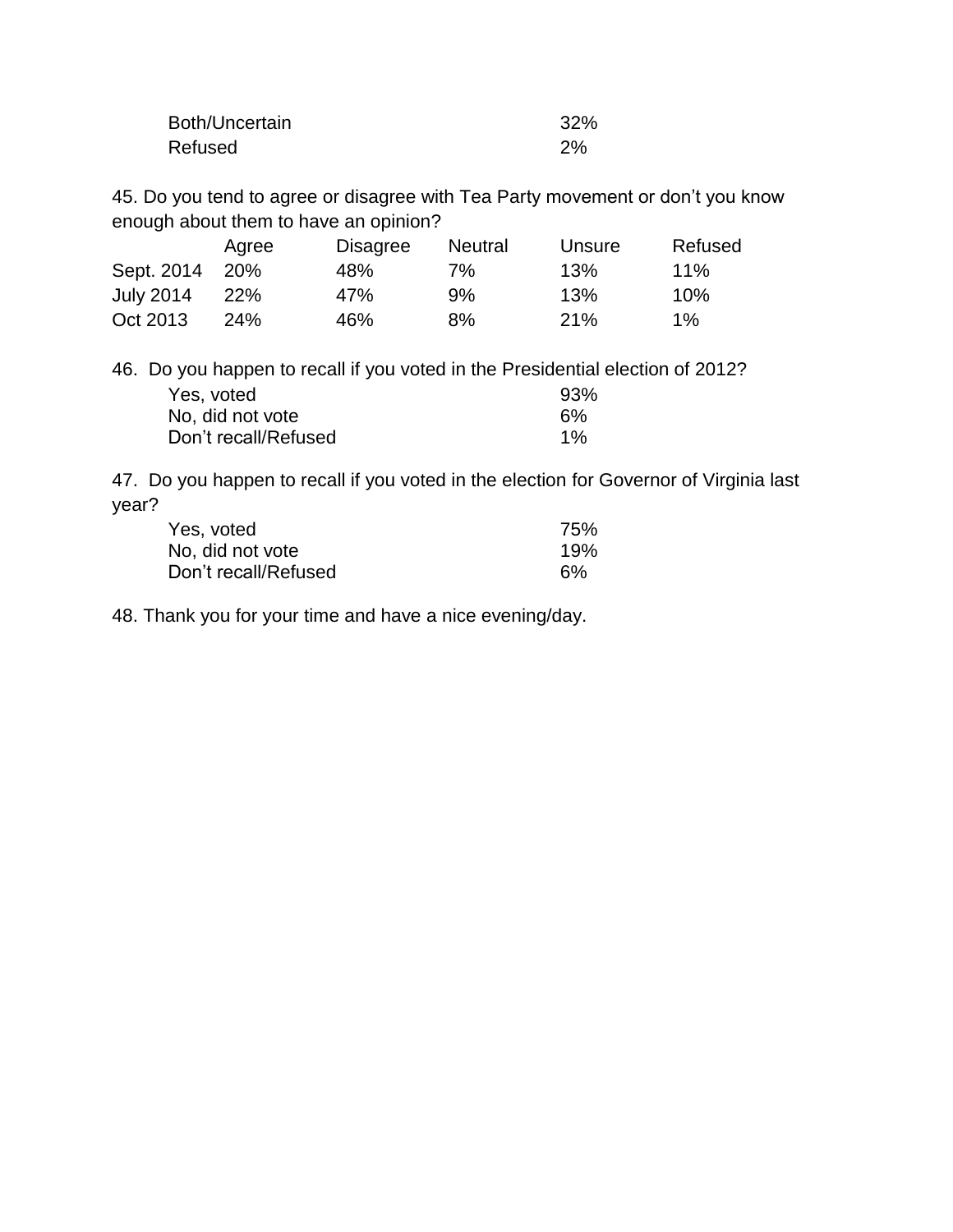| | |
|---|---|
| Both/Uncertain | 32% |
| Refused | 2% |

45. Do you tend to agree or disagree with Tea Party movement or don't you know enough about them to have an opinion?

| | Agree | Disagree | Neutral | Unsure | Refused |
|---|---|---|---|---|---|
| Sept. 2014 | 20% | 48% | 7% | 13% | 11% |
| July 2014 | 22% | 47% | 9% | 13% | 10% |
| Oct 2013 | 24% | 46% | 8% | 21% | 1% |

46. Do you happen to recall if you voted in the Presidential election of 2012?

| | |
|---|---|
| Yes, voted | 93% |
| No, did not vote | 6% |
| Don't recall/Refused | 1% |

47. Do you happen to recall if you voted in the election for Governor of Virginia last year?

| | |
|---|---|
| Yes, voted | 75% |
| No, did not vote | 19% |
| Don't recall/Refused | 6% |

48. Thank you for your time and have a nice evening/day.